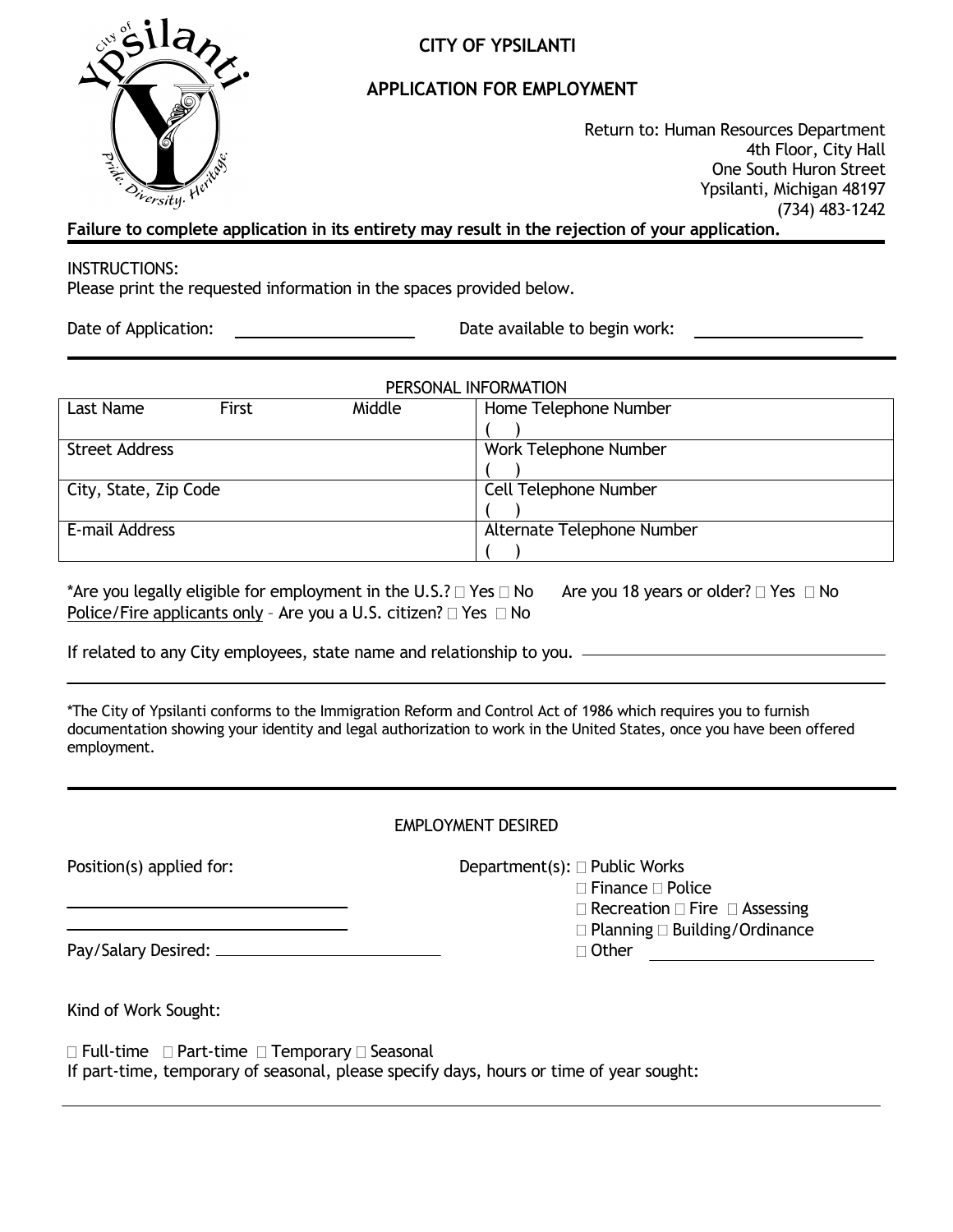# CITY OF YPSILANTI

## APPLICATION FOR EMPLOYMENT

Return to: Human Resources Department
4th Floor, City Hall
One South Huron Street
Ypsilanti, Michigan 48197
(734) 483-1242

**Failure to complete application in its entirety may result in the rejection of your application.**

INSTRUCTIONS:
Please print the requested information in the spaces provided below.

Date of Application: ____________________ Date available to begin work: ____________________

PERSONAL INFORMATION

| Last Name First Middle | Home Telephone Number ( ) |
|---|---|
| Street Address | Work Telephone Number ( ) |
| City, State, Zip Code | Cell Telephone Number ( ) |
| E-mail Address | Alternate Telephone Number ( ) |

*Are you legally eligible for employment in the U.S.? □ Yes □ No  Are you 18 years or older? □ Yes □ No
Police/Fire applicants only – Are you a U.S. citizen? □ Yes □ No

If related to any City employees, state name and relationship to you. ______________________________

*The City of Ypsilanti conforms to the Immigration Reform and Control Act of 1986 which requires you to furnish documentation showing your identity and legal authorization to work in the United States, once you have been offered employment.

EMPLOYMENT DESIRED

Position(s) applied for:
______________________________
______________________________

Pay/Salary Desired: ______________________________

Department(s): □ Public Works
□ Finance □ Police
□ Recreation □ Fire □ Assessing
□ Planning □ Building/Ordinance
□ Other ____________________

Kind of Work Sought:

□ Full-time □ Part-time □ Temporary □ Seasonal
If part-time, temporary of seasonal, please specify days, hours or time of year sought: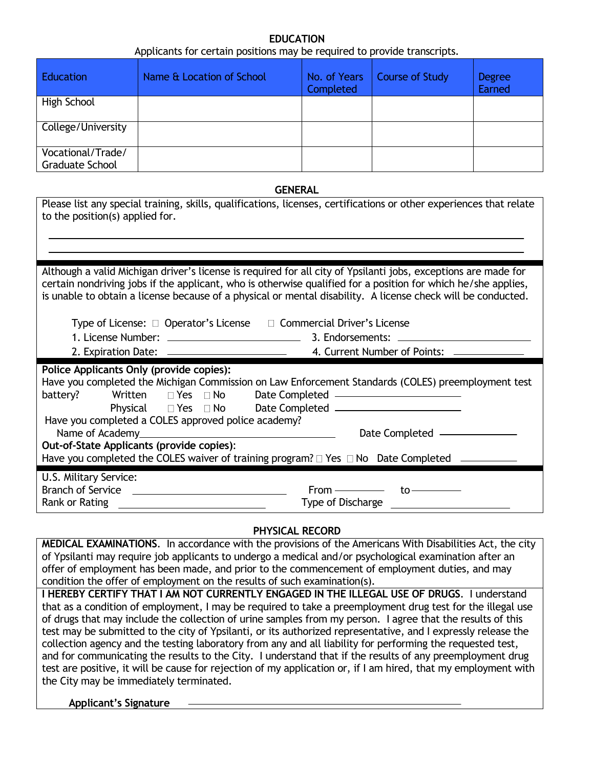## EDUCATION

Applicants for certain positions may be required to provide transcripts.

| Education | Name & Location of School | No. of Years Completed | Course of Study | Degree Earned |
|---|---|---|---|---|
| High School | | | | |
| College/University | | | | |
| Vocational/Trade/ Graduate School | | | | |

## GENERAL

Please list any special training, skills, qualifications, licenses, certifications or other experiences that relate to the position(s) applied for.

\_\_\_\_\_\_\_\_\_\_\_\_\_\_\_\_\_\_\_\_\_\_\_\_\_\_\_\_\_\_\_\_\_\_\_\_\_\_\_\_\_\_\_\_\_\_\_\_\_\_\_\_\_\_\_\_\_\_\_\_\_\_\_\_\_\_\_\_\_\_

\_\_\_\_\_\_\_\_\_\_\_\_\_\_\_\_\_\_\_\_\_\_\_\_\_\_\_\_\_\_\_\_\_\_\_\_\_\_\_\_\_\_\_\_\_\_\_\_\_\_\_\_\_\_\_\_\_\_\_\_\_\_\_\_\_\_\_\_\_\_

Although a valid Michigan driver's license is required for all city of Ypsilanti jobs, exceptions are made for certain nondriving jobs if the applicant, who is otherwise qualified for a position for which he/she applies, is unable to obtain a license because of a physical or mental disability. A license check will be conducted.

Type of License: ☐ Operator's License ☐ Commercial Driver's License

1. License Number: \_\_\_\_\_\_\_\_\_\_\_\_\_\_\_\_\_\_\_\_ 3. Endorsements: \_\_\_\_\_\_\_\_\_\_\_\_\_\_\_\_\_\_\_\_

2. Expiration Date: \_\_\_\_\_\_\_\_\_\_\_\_\_\_\_\_\_\_\_\_ 4. Current Number of Points: \_\_\_\_\_\_\_\_\_\_

**Police Applicants Only (provide copies):**

Have you completed the Michigan Commission on Law Enforcement Standards (COLES) preemployment test battery?

Written ☐ Yes ☐ No Date Completed \_\_\_\_\_\_\_\_\_\_\_\_\_\_\_\_\_\_\_\_

Physical ☐ Yes ☐ No Date Completed \_\_\_\_\_\_\_\_\_\_\_\_\_\_\_\_\_\_\_\_

Have you completed a COLES approved police academy?

Name of Academy\_\_\_\_\_\_\_\_\_\_\_\_\_\_\_\_\_\_\_\_\_\_\_\_\_\_\_\_\_\_ Date Completed \_\_\_\_\_\_\_\_\_\_\_\_

**Out-of-State Applicants (provide copies)**:

Have you completed the COLES waiver of training program? ☐ Yes ☐ No Date Completed \_\_\_\_\_\_\_\_\_\_

U.S. Military Service:

Branch of Service \_\_\_\_\_\_\_\_\_\_\_\_\_\_\_\_\_\_\_\_\_\_\_\_ From \_\_\_\_\_\_\_\_ to \_\_\_\_\_\_\_\_

Rank or Rating \_\_\_\_\_\_\_\_\_\_\_\_\_\_\_\_\_\_\_\_\_\_\_\_ Type of Discharge \_\_\_\_\_\_\_\_\_\_\_\_\_\_\_\_\_\_\_\_

## PHYSICAL RECORD

**MEDICAL EXAMINATIONS**. In accordance with the provisions of the Americans With Disabilities Act, the city of Ypsilanti may require job applicants to undergo a medical and/or psychological examination after an offer of employment has been made, and prior to the commencement of employment duties, and may condition the offer of employment on the results of such examination(s).

**I HEREBY CERTIFY THAT I AM NOT CURRENTLY ENGAGED IN THE ILLEGAL USE OF DRUGS**. I understand that as a condition of employment, I may be required to take a preemployment drug test for the illegal use of drugs that may include the collection of urine samples from my person. I agree that the results of this test may be submitted to the city of Ypsilanti, or its authorized representative, and I expressly release the collection agency and the testing laboratory from any and all liability for performing the requested test, and for communicating the results to the City. I understand that if the results of any preemployment drug test are positive, it will be cause for rejection of my application or, if I am hired, that my employment with the City may be immediately terminated.

**Applicant's Signature** \_\_\_\_\_\_\_\_\_\_\_\_\_\_\_\_\_\_\_\_\_\_\_\_\_\_\_\_\_\_\_\_\_\_\_\_\_\_\_\_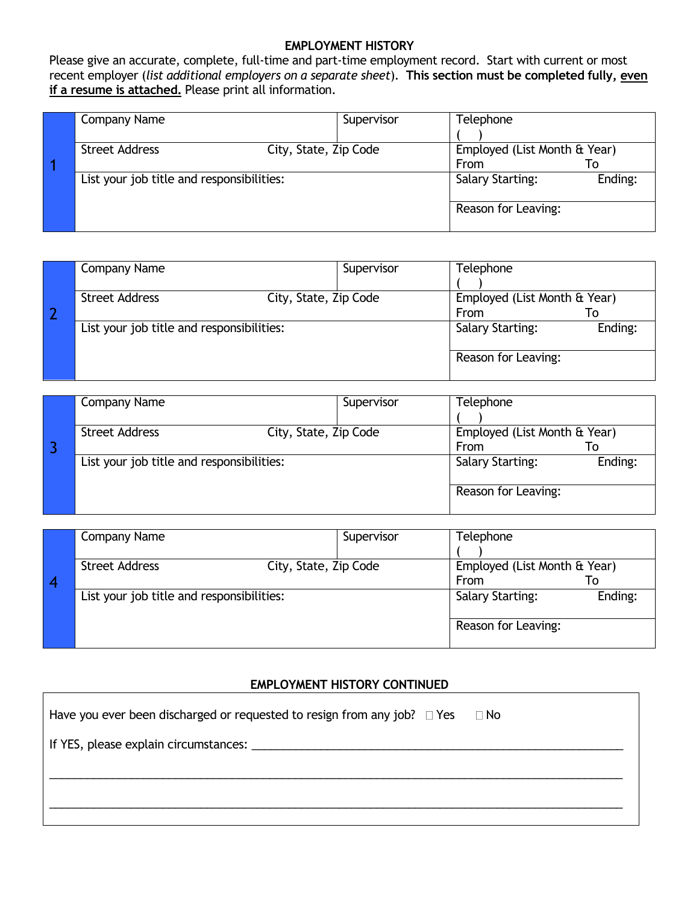## EMPLOYMENT HISTORY

Please give an accurate, complete, full-time and part-time employment record. Start with current or most recent employer (*list additional employers on a separate sheet*). **This section must be completed fully, <u>even if a resume is attached.</u>** Please print all information.

| 1 | | | |
|---|---|---|---|
| Company Name | Supervisor | | Telephone<br>( ) |
| Street Address | City, State, Zip Code | | Employed (List Month & Year)<br>From To |
| List your job title and responsibilities: | | | Salary Starting: Ending: |
| | | | Reason for Leaving: |

| 2 | | | |
|---|---|---|---|
| Company Name | Supervisor | | Telephone<br>( ) |
| Street Address | City, State, Zip Code | | Employed (List Month & Year)<br>From To |
| List your job title and responsibilities: | | | Salary Starting: Ending: |
| | | | Reason for Leaving: |

| 3 | | | |
|---|---|---|---|
| Company Name | Supervisor | | Telephone<br>( ) |
| Street Address | City, State, Zip Code | | Employed (List Month & Year)<br>From To |
| List your job title and responsibilities: | | | Salary Starting: Ending: |
| | | | Reason for Leaving: |

| 4 | | | |
|---|---|---|---|
| Company Name | Supervisor | | Telephone<br>( ) |
| Street Address | City, State, Zip Code | | Employed (List Month & Year)<br>From To |
| List your job title and responsibilities: | | | Salary Starting: Ending: |
| | | | Reason for Leaving: |

## EMPLOYMENT HISTORY CONTINUED

Have you ever been discharged or requested to resign from any job? ☐ Yes ☐ No

If YES, please explain circumstances: ____________________________________________

____________________________________________________________________________

____________________________________________________________________________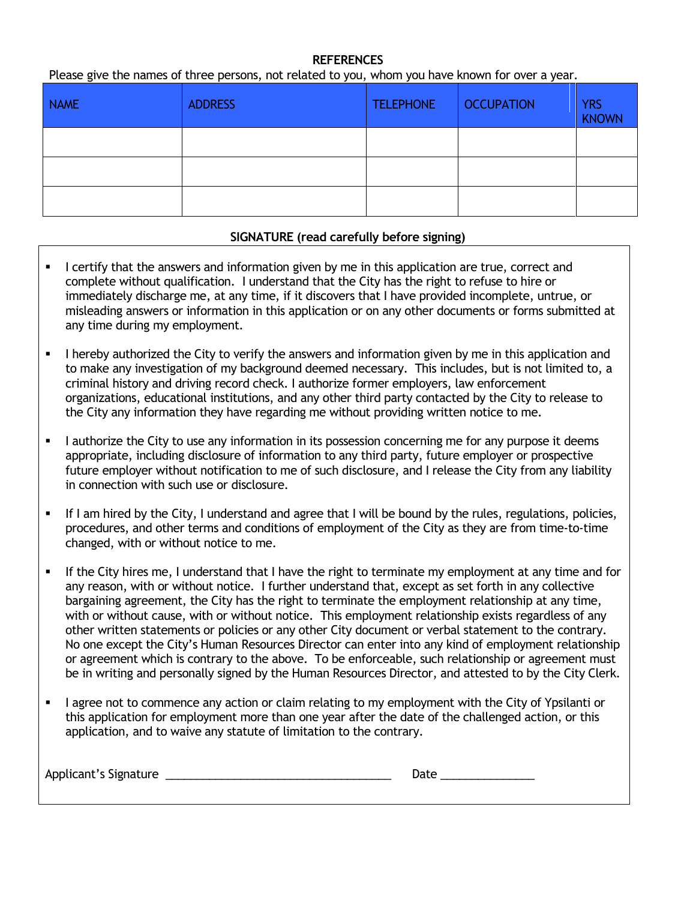## REFERENCES

Please give the names of three persons, not related to you, whom you have known for over a year.

| NAME | ADDRESS | TELEPHONE | OCCUPATION | YRS KNOWN |
|---|---|---|---|---|
| | | | | |
| | | | | |
| | | | | |

### SIGNATURE (read carefully before signing)

- I certify that the answers and information given by me in this application are true, correct and complete without qualification. I understand that the City has the right to refuse to hire or immediately discharge me, at any time, if it discovers that I have provided incomplete, untrue, or misleading answers or information in this application or on any other documents or forms submitted at any time during my employment.

- I hereby authorized the City to verify the answers and information given by me in this application and to make any investigation of my background deemed necessary. This includes, but is not limited to, a criminal history and driving record check. I authorize former employers, law enforcement organizations, educational institutions, and any other third party contacted by the City to release to the City any information they have regarding me without providing written notice to me.

- I authorize the City to use any information in its possession concerning me for any purpose it deems appropriate, including disclosure of information to any third party, future employer or prospective future employer without notification to me of such disclosure, and I release the City from any liability in connection with such use or disclosure.

- If I am hired by the City, I understand and agree that I will be bound by the rules, regulations, policies, procedures, and other terms and conditions of employment of the City as they are from time-to-time changed, with or without notice to me.

- If the City hires me, I understand that I have the right to terminate my employment at any time and for any reason, with or without notice. I further understand that, except as set forth in any collective bargaining agreement, the City has the right to terminate the employment relationship at any time, with or without cause, with or without notice. This employment relationship exists regardless of any other written statements or policies or any other City document or verbal statement to the contrary. No one except the City's Human Resources Director can enter into any kind of employment relationship or agreement which is contrary to the above. To be enforceable, such relationship or agreement must be in writing and personally signed by the Human Resources Director, and attested to by the City Clerk.

- I agree not to commence any action or claim relating to my employment with the City of Ypsilanti or this application for employment more than one year after the date of the challenged action, or this application, and to waive any statute of limitation to the contrary.

Applicant's Signature ____________________________________ Date _______________